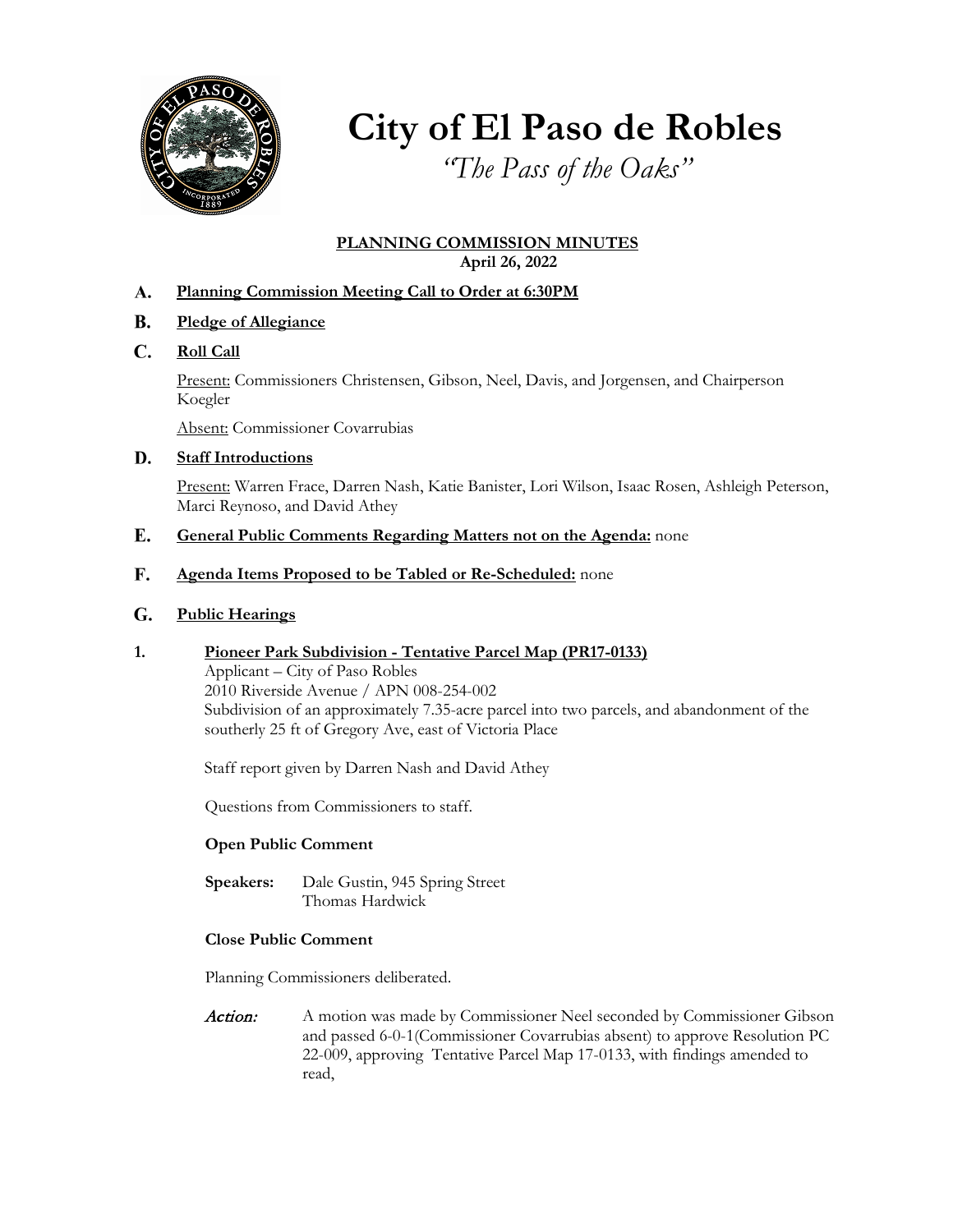# City of El Paso de Robles

*"The Pass of the Oaks"*

**PLANNING COMMISSION MINUTES**
**April 26, 2022**

**A. Planning Commission Meeting Call to Order at 6:30PM**

**B. Pledge of Allegiance**

**C. Roll Call**

Present: Commissioners Christensen, Gibson, Neel, Davis, and Jorgensen, and Chairperson Koegler

Absent: Commissioner Covarrubias

**D. Staff Introductions**

Present: Warren Frace, Darren Nash, Katie Banister, Lori Wilson, Isaac Rosen, Ashleigh Peterson, Marci Reynoso, and David Athey

**E. General Public Comments Regarding Matters not on the Agenda:** none

**F. Agenda Items Proposed to be Tabled or Re-Scheduled:** none

**G. Public Hearings**

**1. Pioneer Park Subdivision - Tentative Parcel Map (PR17-0133)**

Applicant – City of Paso Robles
2010 Riverside Avenue / APN 008-254-002
Subdivision of an approximately 7.35-acre parcel into two parcels, and abandonment of the southerly 25 ft of Gregory Ave, east of Victoria Place

Staff report given by Darren Nash and David Athey

Questions from Commissioners to staff.

**Open Public Comment**

**Speakers:** Dale Gustin, 945 Spring Street
Thomas Hardwick

**Close Public Comment**

Planning Commissioners deliberated.

*Action:* A motion was made by Commissioner Neel seconded by Commissioner Gibson and passed 6-0-1(Commissioner Covarrubias absent) to approve Resolution PC 22-009, approving Tentative Parcel Map 17-0133, with findings amended to read,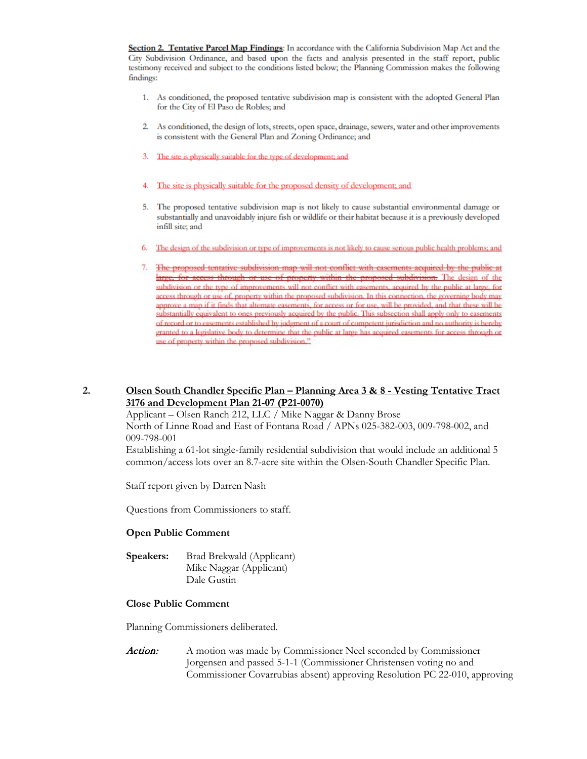**Section 2. Tentative Parcel Map Findings**: In accordance with the California Subdivision Map Act and the City Subdivision Ordinance, and based upon the facts and analysis presented in the staff report, public testimony received and subject to the conditions listed below; the Planning Commission makes the following findings:

1. As conditioned, the proposed tentative subdivision map is consistent with the adopted General Plan for the City of El Paso de Robles; and

2. As conditioned, the design of lots, streets, open space, drainage, sewers, water and other improvements is consistent with the General Plan and Zoning Ordinance; and

3. The site is physically suitable for the type of development; and

4. The site is physically suitable for the proposed density of development; and

5. The proposed tentative subdivision map is not likely to cause substantial environmental damage or substantially and unavoidably injure fish or wildlife or their habitat because it is a previously developed infill site; and

6. The design of the subdivision or type of improvements is not likely to cause serious public health problems; and

7. ~~The proposed tentative subdivision map will not conflict with easements acquired by the public at large, for access through or use of property within the proposed subdivision.~~ The design of the subdivision or the type of improvements will not conflict with easements, acquired by the public at large, for access through or use of, property within the proposed subdivision. In this connection, the governing body may approve a map if it finds that alternate easements, for access or for use, will be provided, and that these will be substantially equivalent to ones previously acquired by the public. This subsection shall apply only to easements of record or to easements established by judgment of a court of competent jurisdiction and no authority is hereby granted to a legislative body to determine that the public at large has acquired easements for access through or use of property within the proposed subdivision."

**2.** **Olsen South Chandler Specific Plan – Planning Area 3 & 8 - Vesting Tentative Tract 3176 and Development Plan 21-07 (P21-0070)**

Applicant – Olsen Ranch 212, LLC / Mike Naggar & Danny Brose
North of Linne Road and East of Fontana Road / APNs 025-382-003, 009-798-002, and 009-798-001
Establishing a 61-lot single-family residential subdivision that would include an additional 5 common/access lots over an 8.7-acre site within the Olsen-South Chandler Specific Plan.

Staff report given by Darren Nash

Questions from Commissioners to staff.

**Open Public Comment**

**Speakers:** Brad Brekwald (Applicant)
Mike Naggar (Applicant)
Dale Gustin

**Close Public Comment**

Planning Commissioners deliberated.

***Action:*** A motion was made by Commissioner Neel seconded by Commissioner Jorgensen and passed 5-1-1 (Commissioner Christensen voting no and Commissioner Covarrubias absent) approving Resolution PC 22-010, approving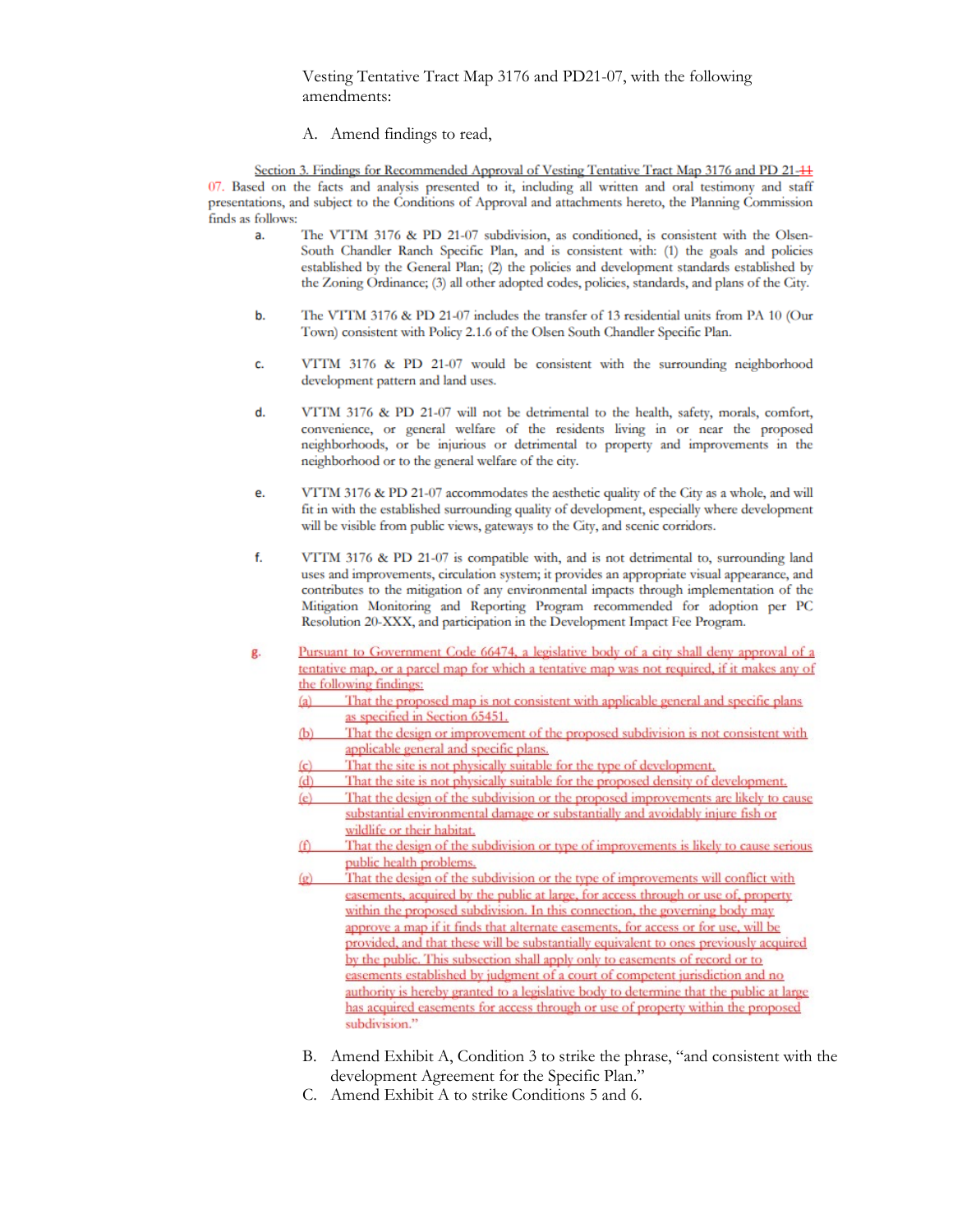Vesting Tentative Tract Map 3176 and PD21-07, with the following amendments:

A. Amend findings to read,

Section 3. Findings for Recommended Approval of Vesting Tentative Tract Map 3176 and PD 21-~~11~~ 07. Based on the facts and analysis presented to it, including all written and oral testimony and staff presentations, and subject to the Conditions of Approval and attachments hereto, the Planning Commission finds as follows:

a. The VTTM 3176 & PD 21-07 subdivision, as conditioned, is consistent with the Olsen-South Chandler Ranch Specific Plan, and is consistent with: (1) the goals and policies established by the General Plan; (2) the policies and development standards established by the Zoning Ordinance; (3) all other adopted codes, policies, standards, and plans of the City.

b. The VTTM 3176 & PD 21-07 includes the transfer of 13 residential units from PA 10 (Our Town) consistent with Policy 2.1.6 of the Olsen South Chandler Specific Plan.

c. VTTM 3176 & PD 21-07 would be consistent with the surrounding neighborhood development pattern and land uses.

d. VTTM 3176 & PD 21-07 will not be detrimental to the health, safety, morals, comfort, convenience, or general welfare of the residents living in or near the proposed neighborhoods, or be injurious or detrimental to property and improvements in the neighborhood or to the general welfare of the city.

e. VTTM 3176 & PD 21-07 accommodates the aesthetic quality of the City as a whole, and will fit in with the established surrounding quality of development, especially where development will be visible from public views, gateways to the City, and scenic corridors.

f. VTTM 3176 & PD 21-07 is compatible with, and is not detrimental to, surrounding land uses and improvements, circulation system; it provides an appropriate visual appearance, and contributes to the mitigation of any environmental impacts through implementation of the Mitigation Monitoring and Reporting Program recommended for adoption per PC Resolution 20-XXX, and participation in the Development Impact Fee Program.

g. Pursuant to Government Code 66474, a legislative body of a city shall deny approval of a tentative map, or a parcel map for which a tentative map was not required, if it makes any of the following findings:
   (a) That the proposed map is not consistent with applicable general and specific plans as specified in Section 65451.
   (b) That the design or improvement of the proposed subdivision is not consistent with applicable general and specific plans.
   (c) That the site is not physically suitable for the type of development.
   (d) That the site is not physically suitable for the proposed density of development.
   (e) That the design of the subdivision or the proposed improvements are likely to cause substantial environmental damage or substantially and avoidably injure fish or wildlife or their habitat.
   (f) That the design of the subdivision or type of improvements is likely to cause serious public health problems.
   (g) That the design of the subdivision or the type of improvements will conflict with easements, acquired by the public at large, for access through or use of, property within the proposed subdivision. In this connection, the governing body may approve a map if it finds that alternate easements, for access or for use, will be provided, and that these will be substantially equivalent to ones previously acquired by the public. This subsection shall apply only to easements of record or to easements established by judgment of a court of competent jurisdiction and no authority is hereby granted to a legislative body to determine that the public at large has acquired easements for access through or use of property within the proposed subdivision."

B. Amend Exhibit A, Condition 3 to strike the phrase, "and consistent with the development Agreement for the Specific Plan."

C. Amend Exhibit A to strike Conditions 5 and 6.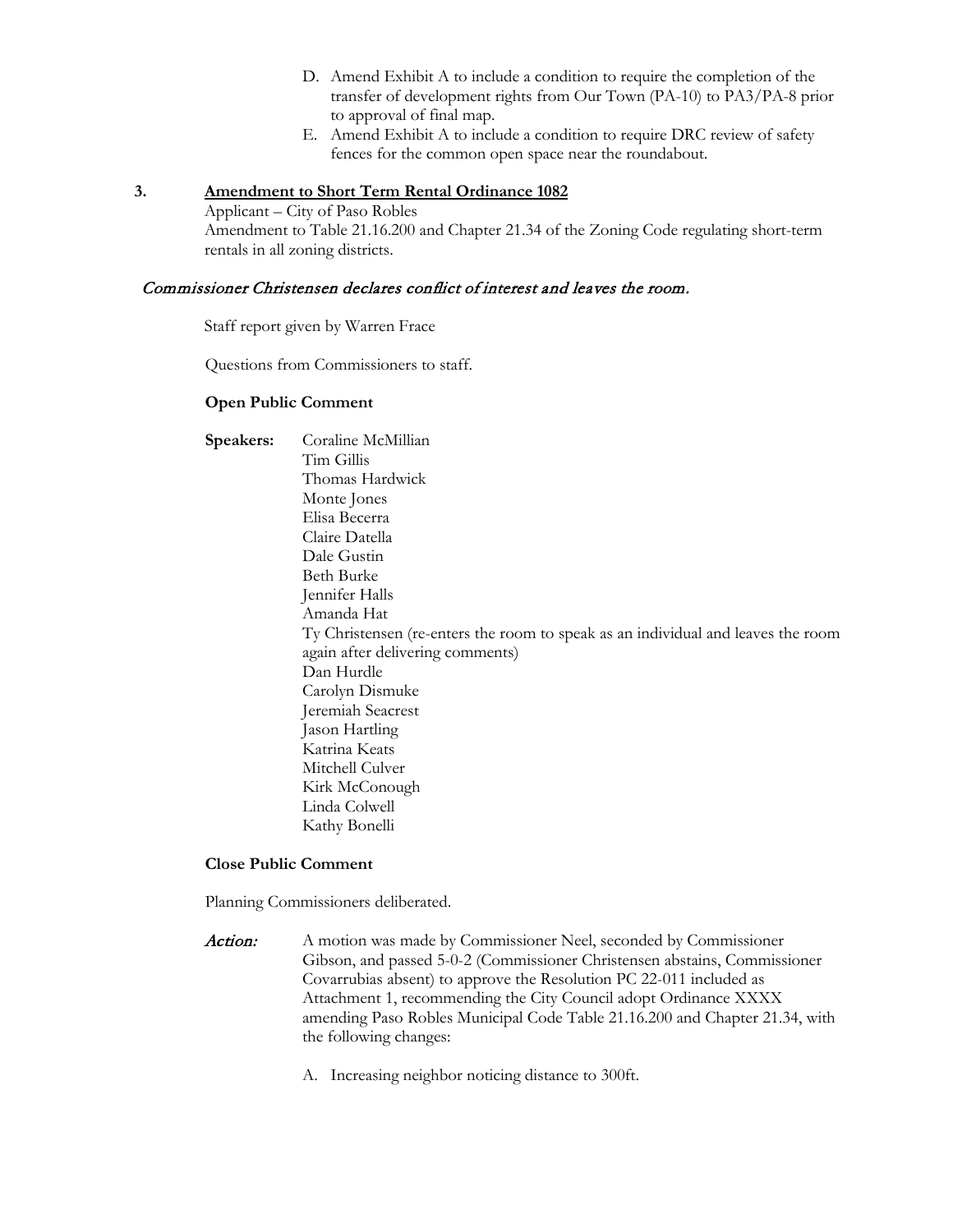D. Amend Exhibit A to include a condition to require the completion of the transfer of development rights from Our Town (PA-10) to PA3/PA-8 prior to approval of final map.

E. Amend Exhibit A to include a condition to require DRC review of safety fences for the common open space near the roundabout.

**3. Amendment to Short Term Rental Ordinance 1082**

Applicant – City of Paso Robles

Amendment to Table 21.16.200 and Chapter 21.34 of the Zoning Code regulating short-term rentals in all zoning districts.

*Commissioner Christensen declares conflict of interest and leaves the room.*

Staff report given by Warren Frace

Questions from Commissioners to staff.

**Open Public Comment**

**Speakers:**

Coraline McMillian
Tim Gillis
Thomas Hardwick
Monte Jones
Elisa Becerra
Claire Datella
Dale Gustin
Beth Burke
Jennifer Halls
Amanda Hat
Ty Christensen (re-enters the room to speak as an individual and leaves the room again after delivering comments)
Dan Hurdle
Carolyn Dismuke
Jeremiah Seacrest
Jason Hartling
Katrina Keats
Mitchell Culver
Kirk McConough
Linda Colwell
Kathy Bonelli

**Close Public Comment**

Planning Commissioners deliberated.

*Action:* A motion was made by Commissioner Neel, seconded by Commissioner Gibson, and passed 5-0-2 (Commissioner Christensen abstains, Commissioner Covarrubias absent) to approve the Resolution PC 22-011 included as Attachment 1, recommending the City Council adopt Ordinance XXXX amending Paso Robles Municipal Code Table 21.16.200 and Chapter 21.34, with the following changes:

A. Increasing neighbor noticing distance to 300ft.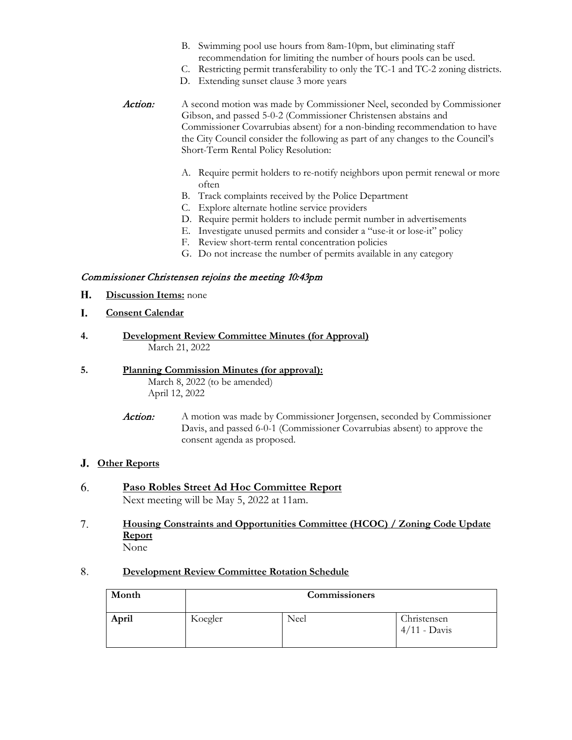B. Swimming pool use hours from 8am-10pm, but eliminating staff recommendation for limiting the number of hours pools can be used.
C. Restricting permit transferability to only the TC-1 and TC-2 zoning districts.
D. Extending sunset clause 3 more years

*Action:* A second motion was made by Commissioner Neel, seconded by Commissioner Gibson, and passed 5-0-2 (Commissioner Christensen abstains and Commissioner Covarrubias absent) for a non-binding recommendation to have the City Council consider the following as part of any changes to the Council's Short-Term Rental Policy Resolution:

A. Require permit holders to re-notify neighbors upon permit renewal or more often
B. Track complaints received by the Police Department
C. Explore alternate hotline service providers
D. Require permit holders to include permit number in advertisements
E. Investigate unused permits and consider a "use-it or lose-it" policy
F. Review short-term rental concentration policies
G. Do not increase the number of permits available in any category

*Commissioner Christensen rejoins the meeting 10:43pm*

**H. Discussion Items:** none

**I. Consent Calendar**

**4. Development Review Committee Minutes (for Approval)**
March 21, 2022

**5. Planning Commission Minutes (for approval):**
March 8, 2022 (to be amended)
April 12, 2022

*Action:* A motion was made by Commissioner Jorgensen, seconded by Commissioner Davis, and passed 6-0-1 (Commissioner Covarrubias absent) to approve the consent agenda as proposed.

**J. Other Reports**

**6. Paso Robles Street Ad Hoc Committee Report**
Next meeting will be May 5, 2022 at 11am.

**7. Housing Constraints and Opportunities Committee (HCOC) / Zoning Code Update Report**
None

**8. Development Review Committee Rotation Schedule**

| Month | Commissioners | | |
|---|---|---|---|
| April | Koegler | Neel | Christensen 4/11 - Davis |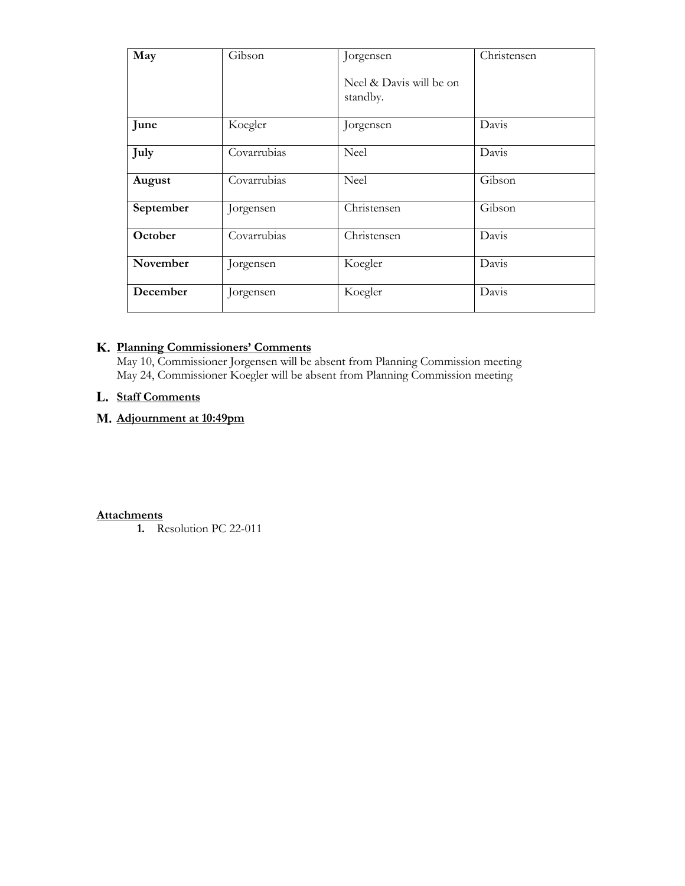| May | Gibson | Jorgensen<br><br>Neel & Davis will be on standby. | Christensen |
|---|---|---|---|
| June | Koegler | Jorgensen | Davis |
| July | Covarrubias | Neel | Davis |
| August | Covarrubias | Neel | Gibson |
| September | Jorgensen | Christensen | Gibson |
| October | Covarrubias | Christensen | Davis |
| November | Jorgensen | Koegler | Davis |
| December | Jorgensen | Koegler | Davis |

## K. Planning Commissioners' Comments

May 10, Commissioner Jorgensen will be absent from Planning Commission meeting
May 24, Commissioner Koegler will be absent from Planning Commission meeting

## L. Staff Comments

## M. Adjournment at 10:49pm

**Attachments**

1. Resolution PC 22-011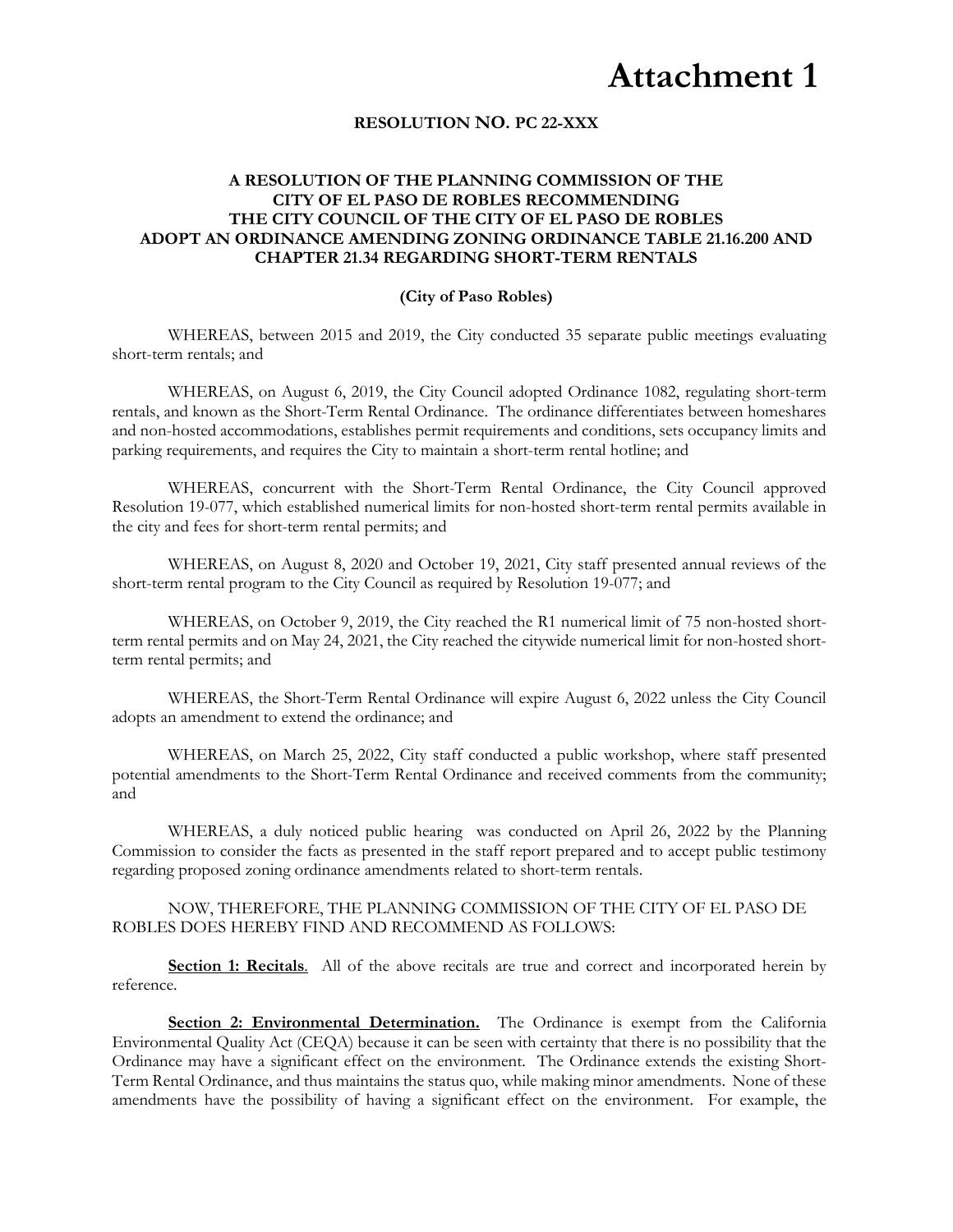# Attachment 1

**RESOLUTION NO. PC 22-XXX**

**A RESOLUTION OF THE PLANNING COMMISSION OF THE CITY OF EL PASO DE ROBLES RECOMMENDING THE CITY COUNCIL OF THE CITY OF EL PASO DE ROBLES ADOPT AN ORDINANCE AMENDING ZONING ORDINANCE TABLE 21.16.200 AND CHAPTER 21.34 REGARDING SHORT-TERM RENTALS**

**(City of Paso Robles)**

WHEREAS, between 2015 and 2019, the City conducted 35 separate public meetings evaluating short-term rentals; and

WHEREAS, on August 6, 2019, the City Council adopted Ordinance 1082, regulating short-term rentals, and known as the Short-Term Rental Ordinance. The ordinance differentiates between homeshares and non-hosted accommodations, establishes permit requirements and conditions, sets occupancy limits and parking requirements, and requires the City to maintain a short-term rental hotline; and

WHEREAS, concurrent with the Short-Term Rental Ordinance, the City Council approved Resolution 19-077, which established numerical limits for non-hosted short-term rental permits available in the city and fees for short-term rental permits; and

WHEREAS, on August 8, 2020 and October 19, 2021, City staff presented annual reviews of the short-term rental program to the City Council as required by Resolution 19-077; and

WHEREAS, on October 9, 2019, the City reached the R1 numerical limit of 75 non-hosted short-term rental permits and on May 24, 2021, the City reached the citywide numerical limit for non-hosted short-term rental permits; and

WHEREAS, the Short-Term Rental Ordinance will expire August 6, 2022 unless the City Council adopts an amendment to extend the ordinance; and

WHEREAS, on March 25, 2022, City staff conducted a public workshop, where staff presented potential amendments to the Short-Term Rental Ordinance and received comments from the community; and

WHEREAS, a duly noticed public hearing was conducted on April 26, 2022 by the Planning Commission to consider the facts as presented in the staff report prepared and to accept public testimony regarding proposed zoning ordinance amendments related to short-term rentals.

NOW, THEREFORE, THE PLANNING COMMISSION OF THE CITY OF EL PASO DE ROBLES DOES HEREBY FIND AND RECOMMEND AS FOLLOWS:

**Section 1: Recitals**. All of the above recitals are true and correct and incorporated herein by reference.

**Section 2: Environmental Determination.** The Ordinance is exempt from the California Environmental Quality Act (CEQA) because it can be seen with certainty that there is no possibility that the Ordinance may have a significant effect on the environment. The Ordinance extends the existing Short-Term Rental Ordinance, and thus maintains the status quo, while making minor amendments. None of these amendments have the possibility of having a significant effect on the environment. For example, the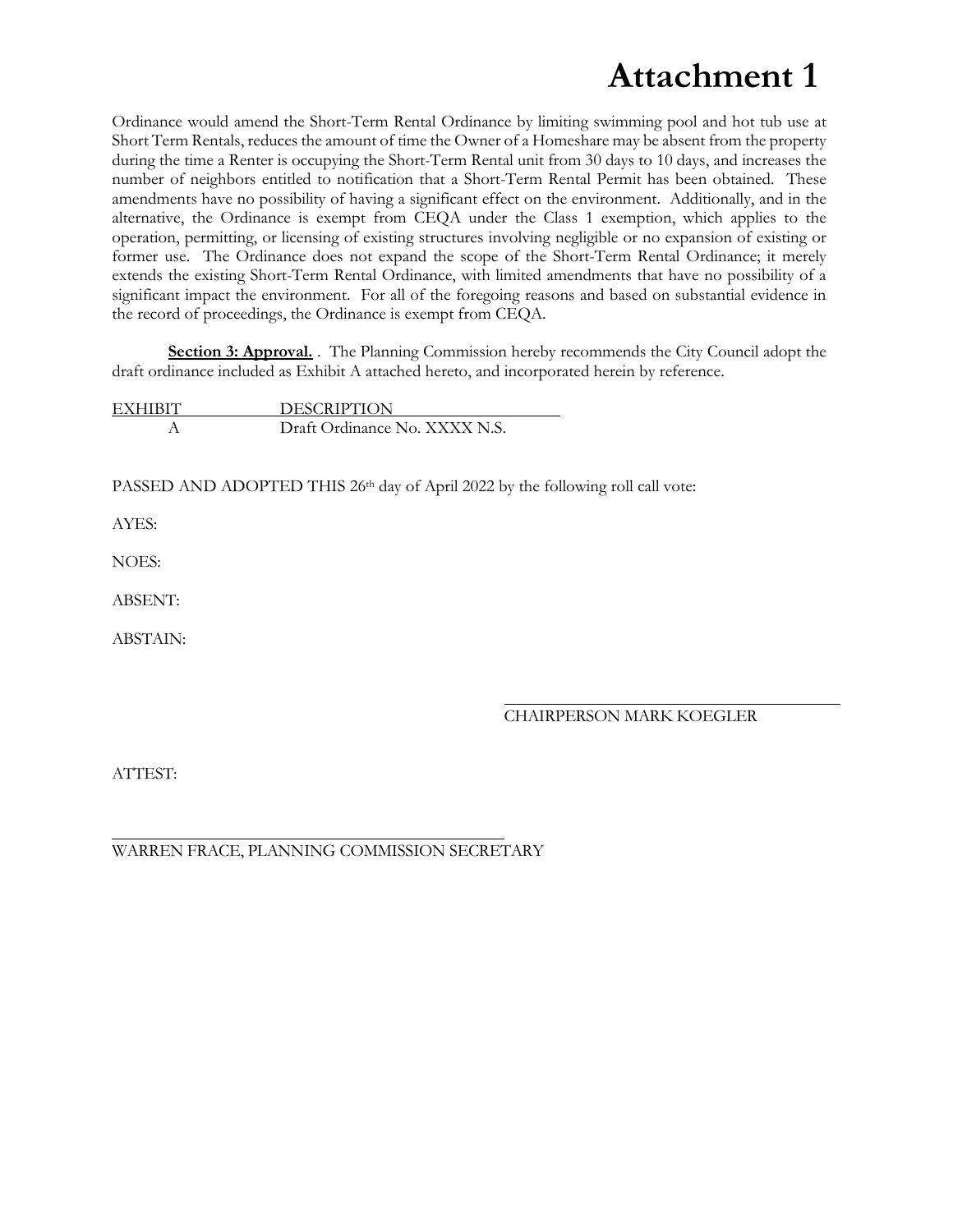# Attachment 1

Ordinance would amend the Short-Term Rental Ordinance by limiting swimming pool and hot tub use at Short Term Rentals, reduces the amount of time the Owner of a Homeshare may be absent from the property during the time a Renter is occupying the Short-Term Rental unit from 30 days to 10 days, and increases the number of neighbors entitled to notification that a Short-Term Rental Permit has been obtained. These amendments have no possibility of having a significant effect on the environment. Additionally, and in the alternative, the Ordinance is exempt from CEQA under the Class 1 exemption, which applies to the operation, permitting, or licensing of existing structures involving negligible or no expansion of existing or former use. The Ordinance does not expand the scope of the Short-Term Rental Ordinance; it merely extends the existing Short-Term Rental Ordinance, with limited amendments that have no possibility of a significant impact the environment. For all of the foregoing reasons and based on substantial evidence in the record of proceedings, the Ordinance is exempt from CEQA.

**Section 3: Approval.** . The Planning Commission hereby recommends the City Council adopt the draft ordinance included as Exhibit A attached hereto, and incorporated herein by reference.

| EXHIBIT | DESCRIPTION |
|---|---|
| A | Draft Ordinance No. XXXX N.S. |

PASSED AND ADOPTED THIS 26th day of April 2022 by the following roll call vote:

AYES:

NOES:

ABSENT:

ABSTAIN:

\_\_\_\_\_\_\_\_\_\_\_\_\_\_\_\_\_\_\_\_\_\_\_\_\_\_\_\_\_\_\_\_\_\_\_\_\_\_\_\_

CHAIRPERSON MARK KOEGLER

ATTEST:

\_\_\_\_\_\_\_\_\_\_\_\_\_\_\_\_\_\_\_\_\_\_\_\_\_\_\_\_\_\_\_\_\_\_\_\_\_\_\_\_

WARREN FRACE, PLANNING COMMISSION SECRETARY